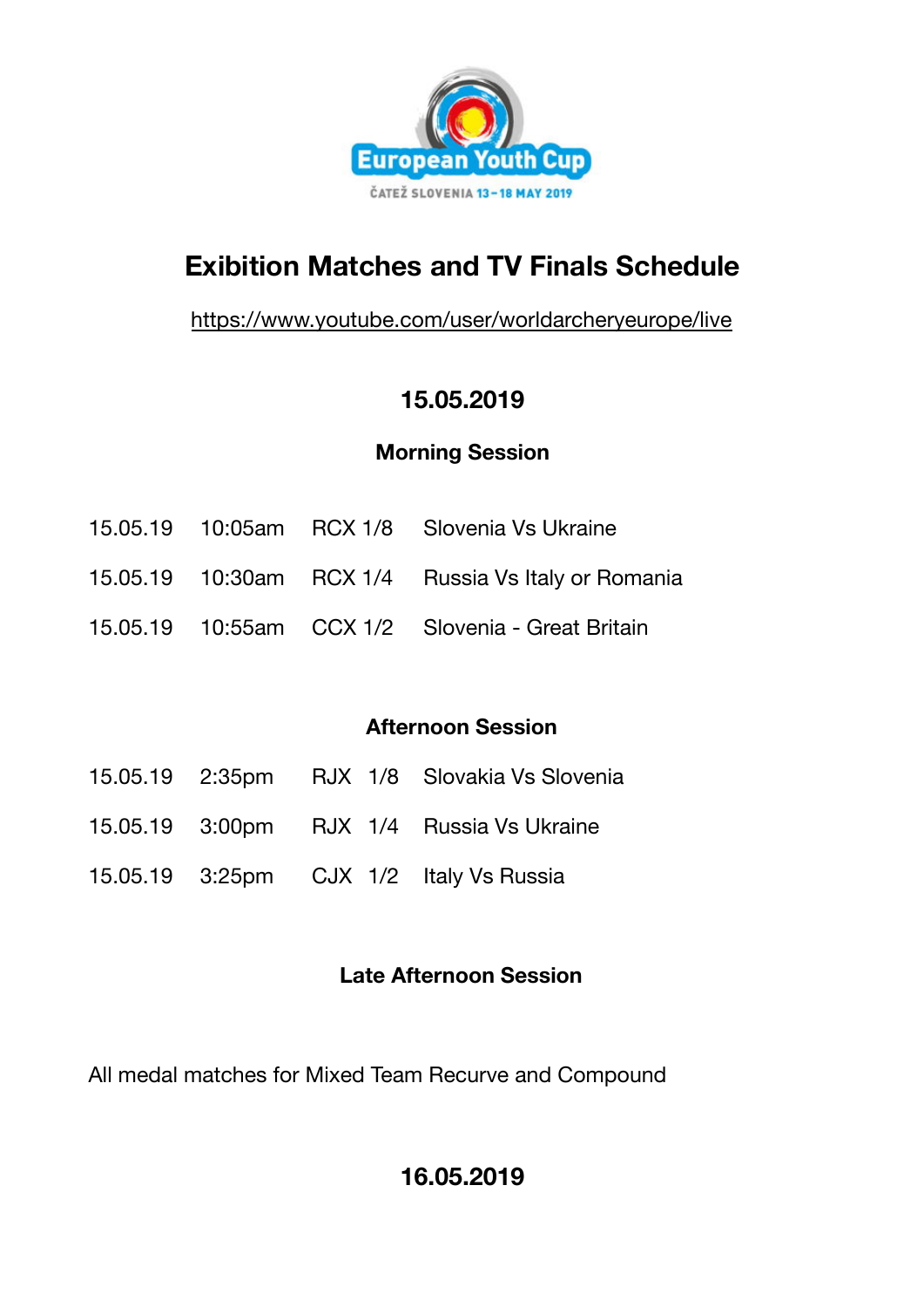European Youth Cup

ČATEŽ SLOVENIA 13–18 MAY 2019

# Exibition Matches and TV Finals Schedule

https://www.youtube.com/user/worldarcheryeurope/live

## 15.05.2019

### Morning Session

| | | | |
|---|---|---|---|
| 15.05.19 | 10:05am | RCX 1/8 | Slovenia Vs Ukraine |
| 15.05.19 | 10:30am | RCX 1/4 | Russia Vs Italy or Romania |
| 15.05.19 | 10:55am | CCX 1/2 | Slovenia - Great Britain |

### Afternoon Session

| | | | |
|---|---|---|---|
| 15.05.19 | 2:35pm | RJX 1/8 | Slovakia Vs Slovenia |
| 15.05.19 | 3:00pm | RJX 1/4 | Russia Vs Ukraine |
| 15.05.19 | 3:25pm | CJX 1/2 | Italy Vs Russia |

### Late Afternoon Session

All medal matches for Mixed Team Recurve and Compound

## 16.05.2019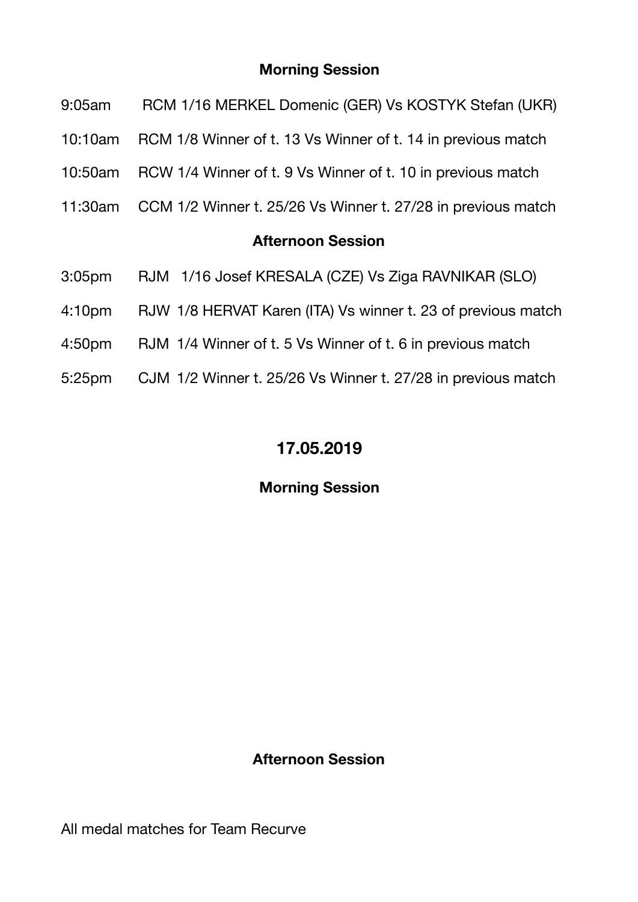**Morning Session**

9:05am RCM 1/16 MERKEL Domenic (GER) Vs KOSTYK Stefan (UKR)

10:10am RCM 1/8 Winner of t. 13 Vs Winner of t. 14 in previous match

10:50am RCW 1/4 Winner of t. 9 Vs Winner of t. 10 in previous match

11:30am CCM 1/2 Winner t. 25/26 Vs Winner t. 27/28 in previous match

**Afternoon Session**

3:05pm RJM 1/16 Josef KRESALA (CZE) Vs Ziga RAVNIKAR (SLO)

4:10pm RJW 1/8 HERVAT Karen (ITA) Vs winner t. 23 of previous match

4:50pm RJM 1/4 Winner of t. 5 Vs Winner of t. 6 in previous match

5:25pm CJM 1/2 Winner t. 25/26 Vs Winner t. 27/28 in previous match

## 17.05.2019

**Morning Session**

**Afternoon Session**

All medal matches for Team Recurve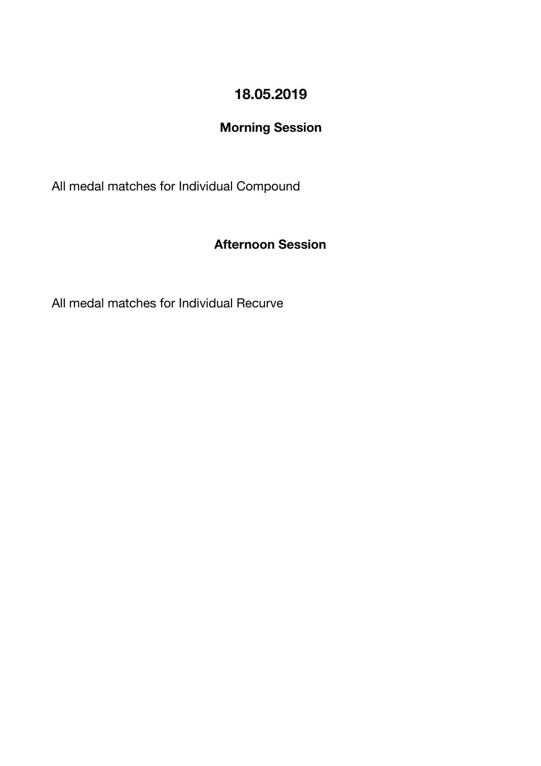# 18.05.2019

## Morning Session

All medal matches for Individual Compound

## Afternoon Session

All medal matches for Individual Recurve